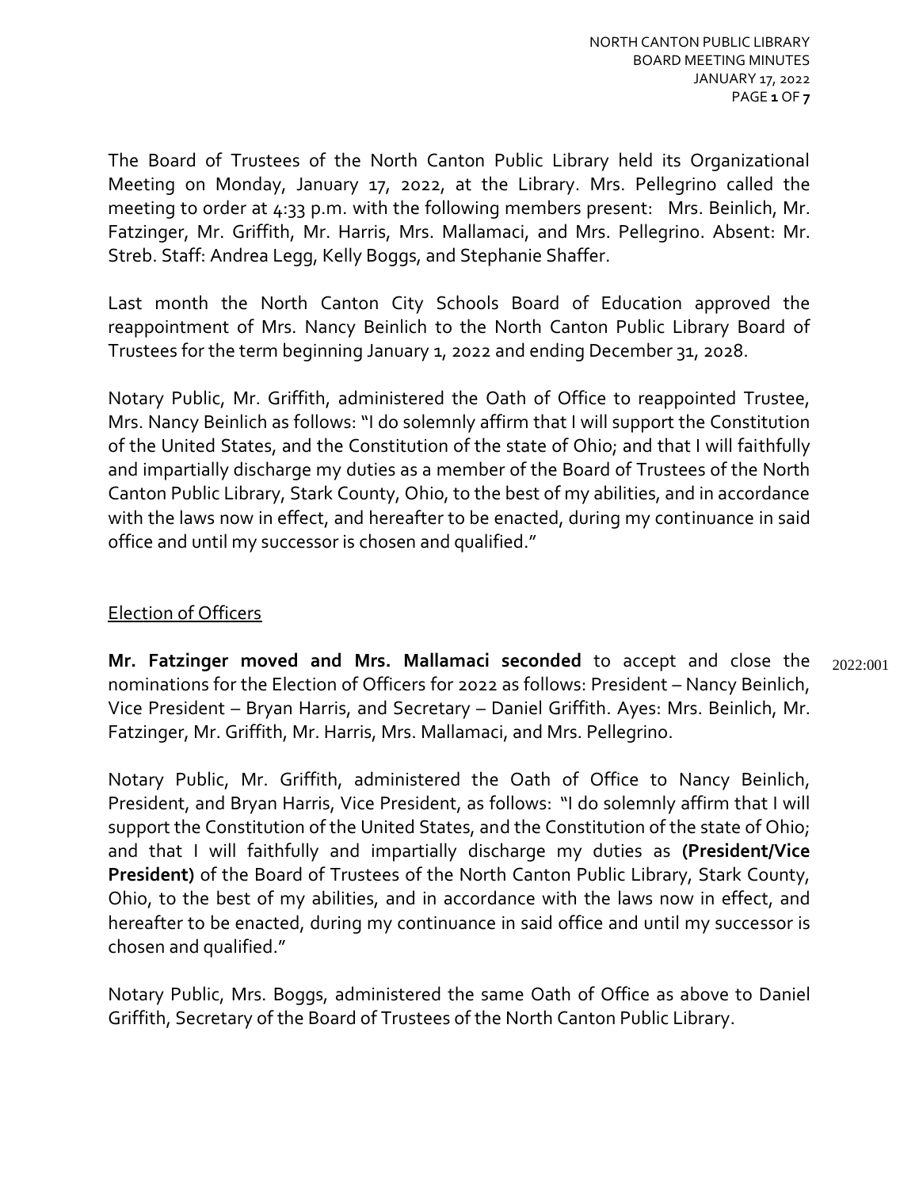The Board of Trustees of the North Canton Public Library held its Organizational Meeting on Monday, January 17, 2022, at the Library. Mrs. Pellegrino called the meeting to order at 4:33 p.m. with the following members present: Mrs. Beinlich, Mr. Fatzinger, Mr. Griffith, Mr. Harris, Mrs. Mallamaci, and Mrs. Pellegrino. Absent: Mr. Streb. Staff: Andrea Legg, Kelly Boggs, and Stephanie Shaffer.

Last month the North Canton City Schools Board of Education approved the reappointment of Mrs. Nancy Beinlich to the North Canton Public Library Board of Trustees for the term beginning January 1, 2022 and ending December 31, 2028.

Notary Public, Mr. Griffith, administered the Oath of Office to reappointed Trustee, Mrs. Nancy Beinlich as follows: "I do solemnly affirm that I will support the Constitution of the United States, and the Constitution of the state of Ohio; and that I will faithfully and impartially discharge my duties as a member of the Board of Trustees of the North Canton Public Library, Stark County, Ohio, to the best of my abilities, and in accordance with the laws now in effect, and hereafter to be enacted, during my continuance in said office and until my successor is chosen and qualified."

## Election of Officers

2022:001

**Mr. Fatzinger moved and Mrs. Mallamaci seconded** to accept and close the nominations for the Election of Officers for 2022 as follows: President – Nancy Beinlich, Vice President – Bryan Harris, and Secretary – Daniel Griffith. Ayes: Mrs. Beinlich, Mr. Fatzinger, Mr. Griffith, Mr. Harris, Mrs. Mallamaci, and Mrs. Pellegrino.

Notary Public, Mr. Griffith, administered the Oath of Office to Nancy Beinlich, President, and Bryan Harris, Vice President, as follows: "I do solemnly affirm that I will support the Constitution of the United States, and the Constitution of the state of Ohio; and that I will faithfully and impartially discharge my duties as **(President/Vice President)** of the Board of Trustees of the North Canton Public Library, Stark County, Ohio, to the best of my abilities, and in accordance with the laws now in effect, and hereafter to be enacted, during my continuance in said office and until my successor is chosen and qualified."

Notary Public, Mrs. Boggs, administered the same Oath of Office as above to Daniel Griffith, Secretary of the Board of Trustees of the North Canton Public Library.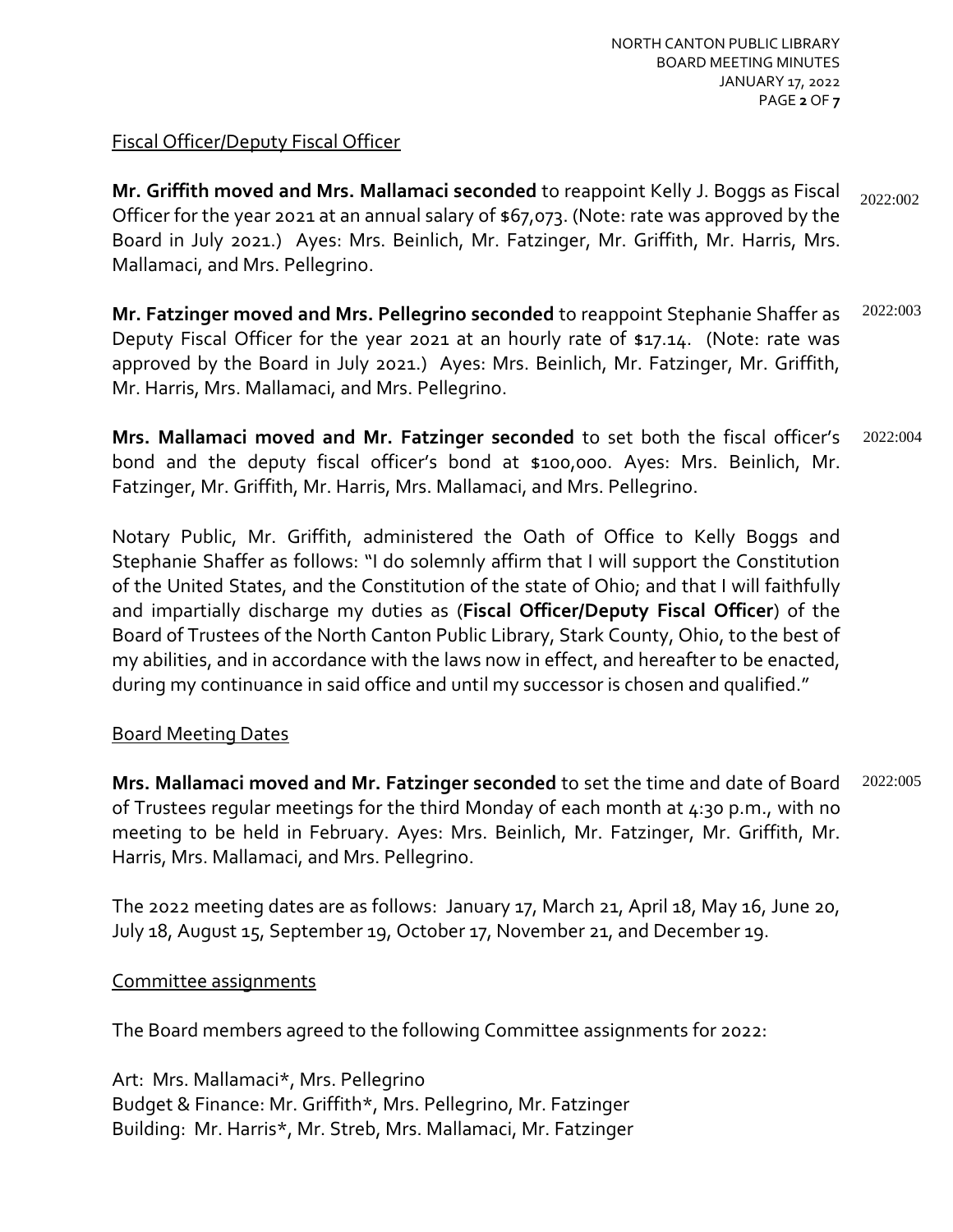Fiscal Officer/Deputy Fiscal Officer

**Mr. Griffith moved and Mrs. Mallamaci seconded** to reappoint Kelly J. Boggs as Fiscal Officer for the year 2021 at an annual salary of $67,073. (Note: rate was approved by the Board in July 2021.) Ayes: Mrs. Beinlich, Mr. Fatzinger, Mr. Griffith, Mr. Harris, Mrs. Mallamaci, and Mrs. Pellegrino. 2022:002

**Mr. Fatzinger moved and Mrs. Pellegrino seconded** to reappoint Stephanie Shaffer as Deputy Fiscal Officer for the year 2021 at an hourly rate of $17.14. (Note: rate was approved by the Board in July 2021.) Ayes: Mrs. Beinlich, Mr. Fatzinger, Mr. Griffith, Mr. Harris, Mrs. Mallamaci, and Mrs. Pellegrino. 2022:003

**Mrs. Mallamaci moved and Mr. Fatzinger seconded** to set both the fiscal officer's bond and the deputy fiscal officer's bond at $100,000. Ayes: Mrs. Beinlich, Mr. Fatzinger, Mr. Griffith, Mr. Harris, Mrs. Mallamaci, and Mrs. Pellegrino. 2022:004

Notary Public, Mr. Griffith, administered the Oath of Office to Kelly Boggs and Stephanie Shaffer as follows: "I do solemnly affirm that I will support the Constitution of the United States, and the Constitution of the state of Ohio; and that I will faithfully and impartially discharge my duties as (**Fiscal Officer/Deputy Fiscal Officer**) of the Board of Trustees of the North Canton Public Library, Stark County, Ohio, to the best of my abilities, and in accordance with the laws now in effect, and hereafter to be enacted, during my continuance in said office and until my successor is chosen and qualified."

Board Meeting Dates

**Mrs. Mallamaci moved and Mr. Fatzinger seconded** to set the time and date of Board of Trustees regular meetings for the third Monday of each month at 4:30 p.m., with no meeting to be held in February. Ayes: Mrs. Beinlich, Mr. Fatzinger, Mr. Griffith, Mr. Harris, Mrs. Mallamaci, and Mrs. Pellegrino. 2022:005

The 2022 meeting dates are as follows: January 17, March 21, April 18, May 16, June 20, July 18, August 15, September 19, October 17, November 21, and December 19.

Committee assignments

The Board members agreed to the following Committee assignments for 2022:

Art: Mrs. Mallamaci*, Mrs. Pellegrino
Budget & Finance: Mr. Griffith*, Mrs. Pellegrino, Mr. Fatzinger
Building: Mr. Harris*, Mr. Streb, Mrs. Mallamaci, Mr. Fatzinger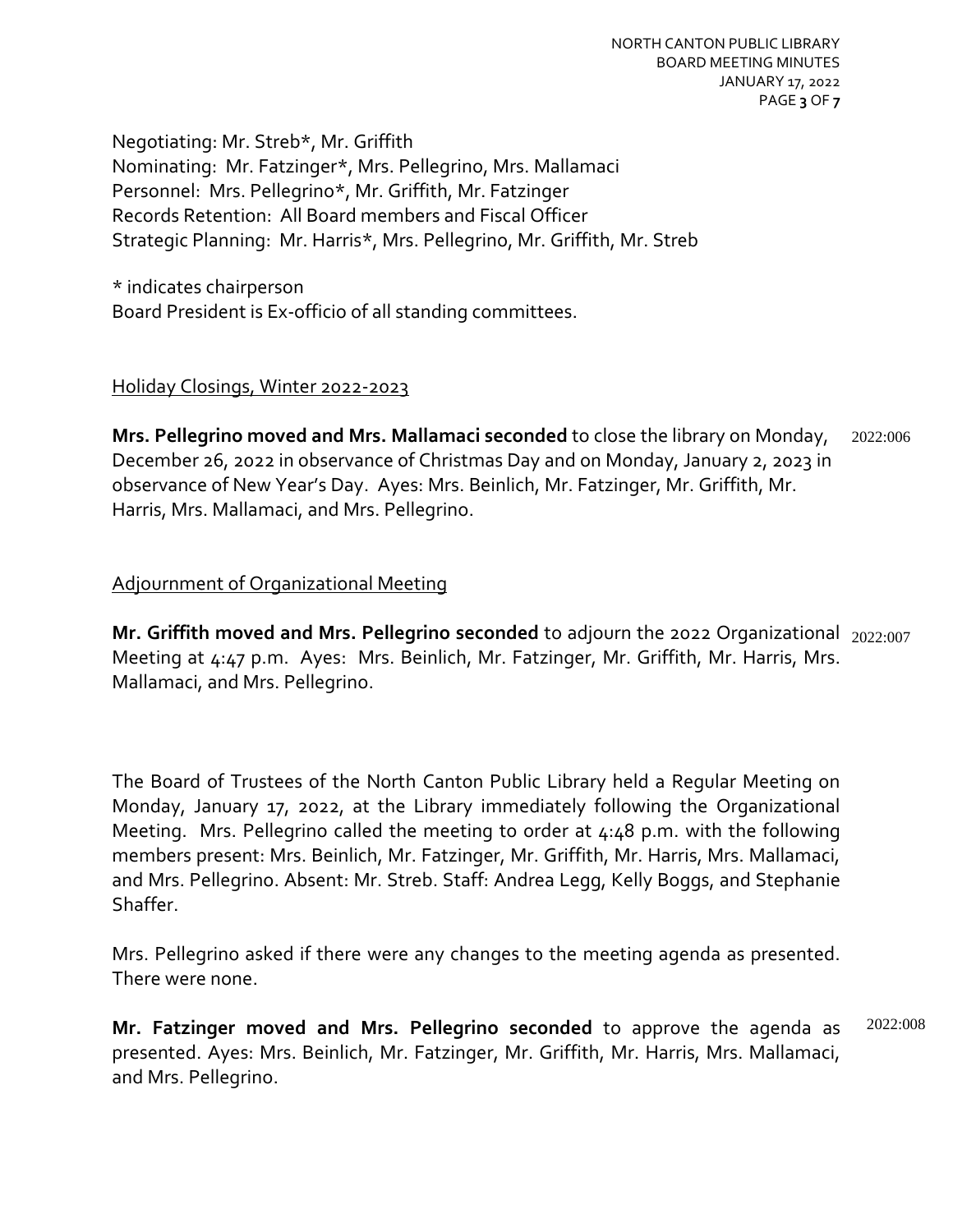Negotiating: Mr. Streb*, Mr. Griffith
Nominating: Mr. Fatzinger*, Mrs. Pellegrino, Mrs. Mallamaci
Personnel: Mrs. Pellegrino*, Mr. Griffith, Mr. Fatzinger
Records Retention: All Board members and Fiscal Officer
Strategic Planning: Mr. Harris*, Mrs. Pellegrino, Mr. Griffith, Mr. Streb

* indicates chairperson
Board President is Ex-officio of all standing committees.

Holiday Closings, Winter 2022-2023

**Mrs. Pellegrino moved and Mrs. Mallamaci seconded** to close the library on Monday, December 26, 2022 in observance of Christmas Day and on Monday, January 2, 2023 in observance of New Year's Day. Ayes: Mrs. Beinlich, Mr. Fatzinger, Mr. Griffith, Mr. Harris, Mrs. Mallamaci, and Mrs. Pellegrino. 2022:006

Adjournment of Organizational Meeting

**Mr. Griffith moved and Mrs. Pellegrino seconded** to adjourn the 2022 Organizational Meeting at 4:47 p.m. Ayes: Mrs. Beinlich, Mr. Fatzinger, Mr. Griffith, Mr. Harris, Mrs. Mallamaci, and Mrs. Pellegrino. 2022:007

The Board of Trustees of the North Canton Public Library held a Regular Meeting on Monday, January 17, 2022, at the Library immediately following the Organizational Meeting. Mrs. Pellegrino called the meeting to order at 4:48 p.m. with the following members present: Mrs. Beinlich, Mr. Fatzinger, Mr. Griffith, Mr. Harris, Mrs. Mallamaci, and Mrs. Pellegrino. Absent: Mr. Streb. Staff: Andrea Legg, Kelly Boggs, and Stephanie Shaffer.

Mrs. Pellegrino asked if there were any changes to the meeting agenda as presented. There were none.

**Mr. Fatzinger moved and Mrs. Pellegrino seconded** to approve the agenda as presented. Ayes: Mrs. Beinlich, Mr. Fatzinger, Mr. Griffith, Mr. Harris, Mrs. Mallamaci, and Mrs. Pellegrino. 2022:008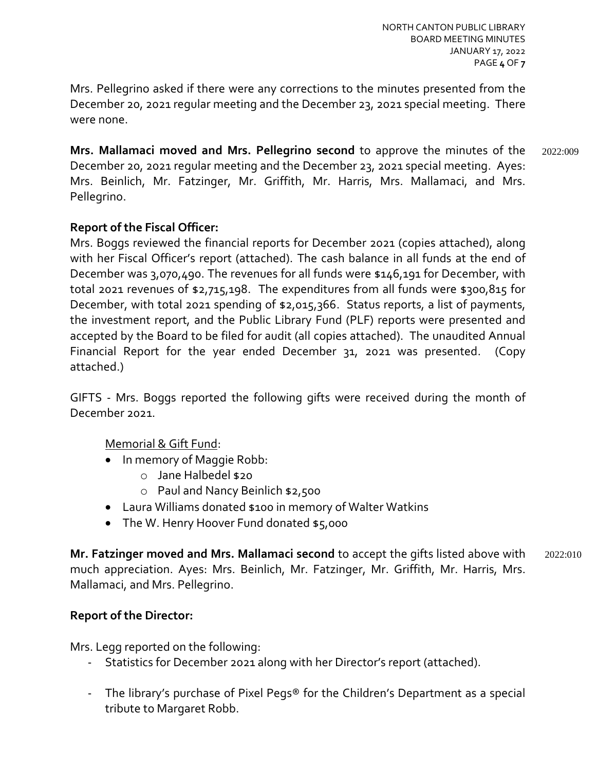Mrs. Pellegrino asked if there were any corrections to the minutes presented from the December 20, 2021 regular meeting and the December 23, 2021 special meeting. There were none.

**Mrs. Mallamaci moved and Mrs. Pellegrino second** to approve the minutes of the December 20, 2021 regular meeting and the December 23, 2021 special meeting. Ayes: Mrs. Beinlich, Mr. Fatzinger, Mr. Griffith, Mr. Harris, Mrs. Mallamaci, and Mrs. Pellegrino. 2022:009

**Report of the Fiscal Officer:**

Mrs. Boggs reviewed the financial reports for December 2021 (copies attached), along with her Fiscal Officer's report (attached). The cash balance in all funds at the end of December was 3,070,490. The revenues for all funds were $146,191 for December, with total 2021 revenues of $2,715,198. The expenditures from all funds were $300,815 for December, with total 2021 spending of $2,015,366. Status reports, a list of payments, the investment report, and the Public Library Fund (PLF) reports were presented and accepted by the Board to be filed for audit (all copies attached). The unaudited Annual Financial Report for the year ended December 31, 2021 was presented. (Copy attached.)

GIFTS - Mrs. Boggs reported the following gifts were received during the month of December 2021.

Memorial & Gift Fund:

- In memory of Maggie Robb:
  - Jane Halbedel $20
  - Paul and Nancy Beinlich $2,500
- Laura Williams donated $100 in memory of Walter Watkins
- The W. Henry Hoover Fund donated $5,000

**Mr. Fatzinger moved and Mrs. Mallamaci second** to accept the gifts listed above with much appreciation. Ayes: Mrs. Beinlich, Mr. Fatzinger, Mr. Griffith, Mr. Harris, Mrs. Mallamaci, and Mrs. Pellegrino. 2022:010

**Report of the Director:**

Mrs. Legg reported on the following:

- Statistics for December 2021 along with her Director's report (attached).
- The library's purchase of Pixel Pegs® for the Children's Department as a special tribute to Margaret Robb.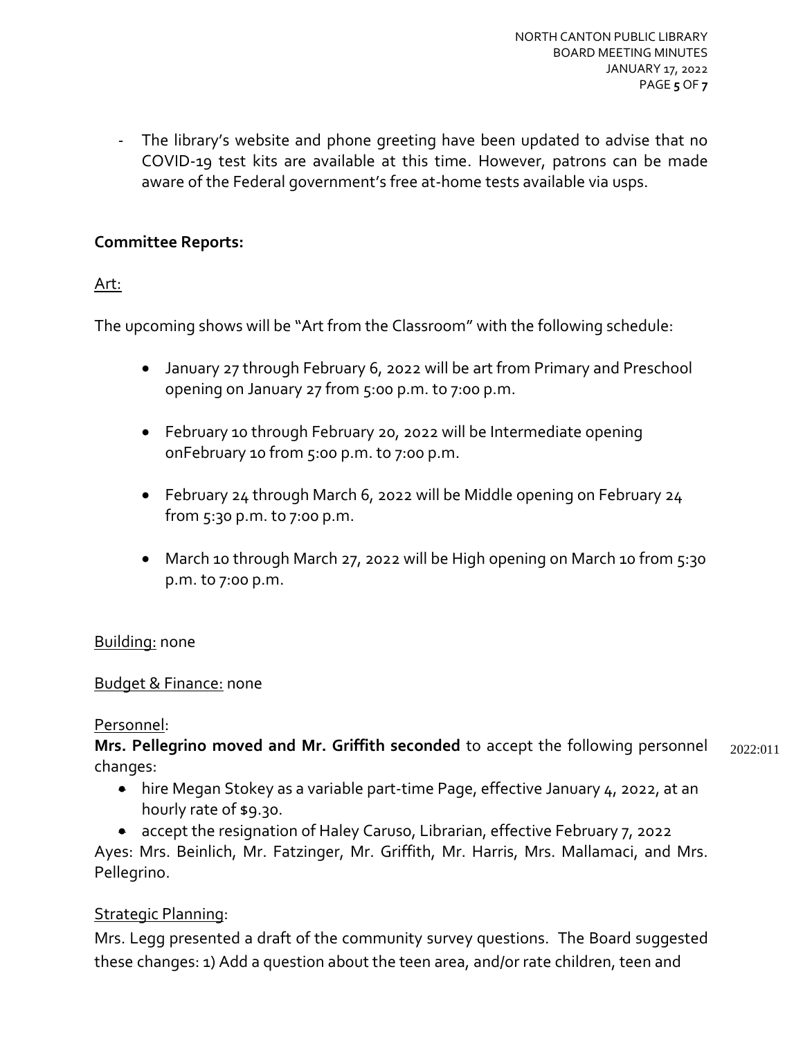- The library's website and phone greeting have been updated to advise that no COVID-19 test kits are available at this time. However, patrons can be made aware of the Federal government's free at-home tests available via usps.

**Committee Reports:**

Art:

The upcoming shows will be "Art from the Classroom" with the following schedule:

- January 27 through February 6, 2022 will be art from Primary and Preschool opening on January 27 from 5:00 p.m. to 7:00 p.m.
- February 10 through February 20, 2022 will be Intermediate opening onFebruary 10 from 5:00 p.m. to 7:00 p.m.
- February 24 through March 6, 2022 will be Middle opening on February 24 from 5:30 p.m. to 7:00 p.m.
- March 10 through March 27, 2022 will be High opening on March 10 from 5:30 p.m. to 7:00 p.m.

Building: none

Budget & Finance: none

Personnel:

**Mrs. Pellegrino moved and Mr. Griffith seconded** to accept the following personnel changes: 2022:011

- hire Megan Stokey as a variable part-time Page, effective January 4, 2022, at an hourly rate of $9.30.
- accept the resignation of Haley Caruso, Librarian, effective February 7, 2022

Ayes: Mrs. Beinlich, Mr. Fatzinger, Mr. Griffith, Mr. Harris, Mrs. Mallamaci, and Mrs. Pellegrino.

Strategic Planning:

Mrs. Legg presented a draft of the community survey questions. The Board suggested these changes: 1) Add a question about the teen area, and/or rate children, teen and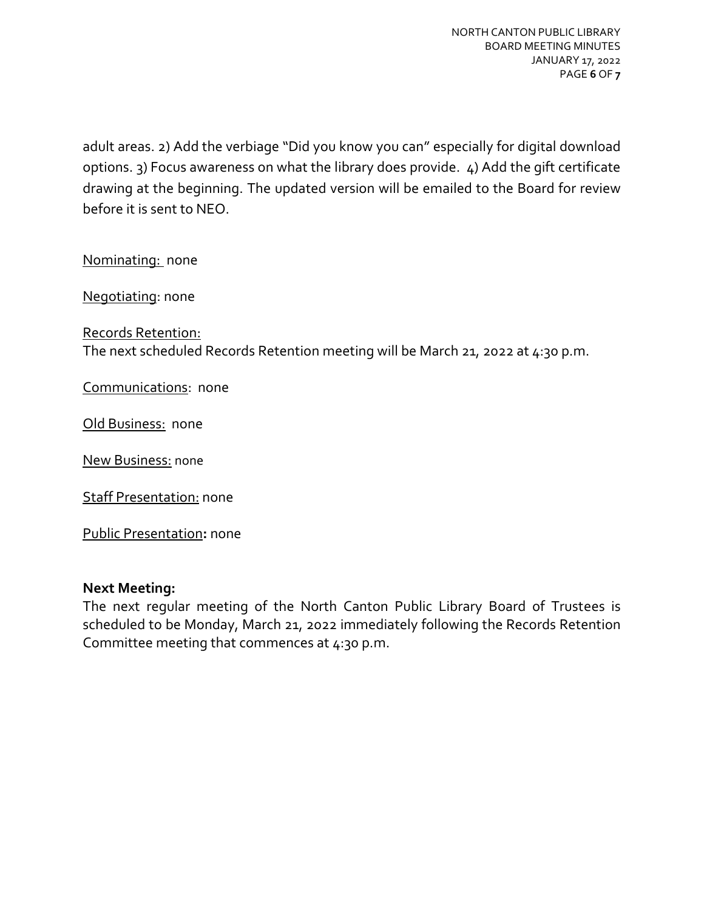adult areas. 2) Add the verbiage "Did you know you can" especially for digital download options. 3) Focus awareness on what the library does provide. 4) Add the gift certificate drawing at the beginning. The updated version will be emailed to the Board for review before it is sent to NEO.

Nominating: none

Negotiating: none

Records Retention:
The next scheduled Records Retention meeting will be March 21, 2022 at 4:30 p.m.

Communications: none

Old Business: none

New Business: none

Staff Presentation: none

Public Presentation**:** none

**Next Meeting:**
The next regular meeting of the North Canton Public Library Board of Trustees is scheduled to be Monday, March 21, 2022 immediately following the Records Retention Committee meeting that commences at 4:30 p.m.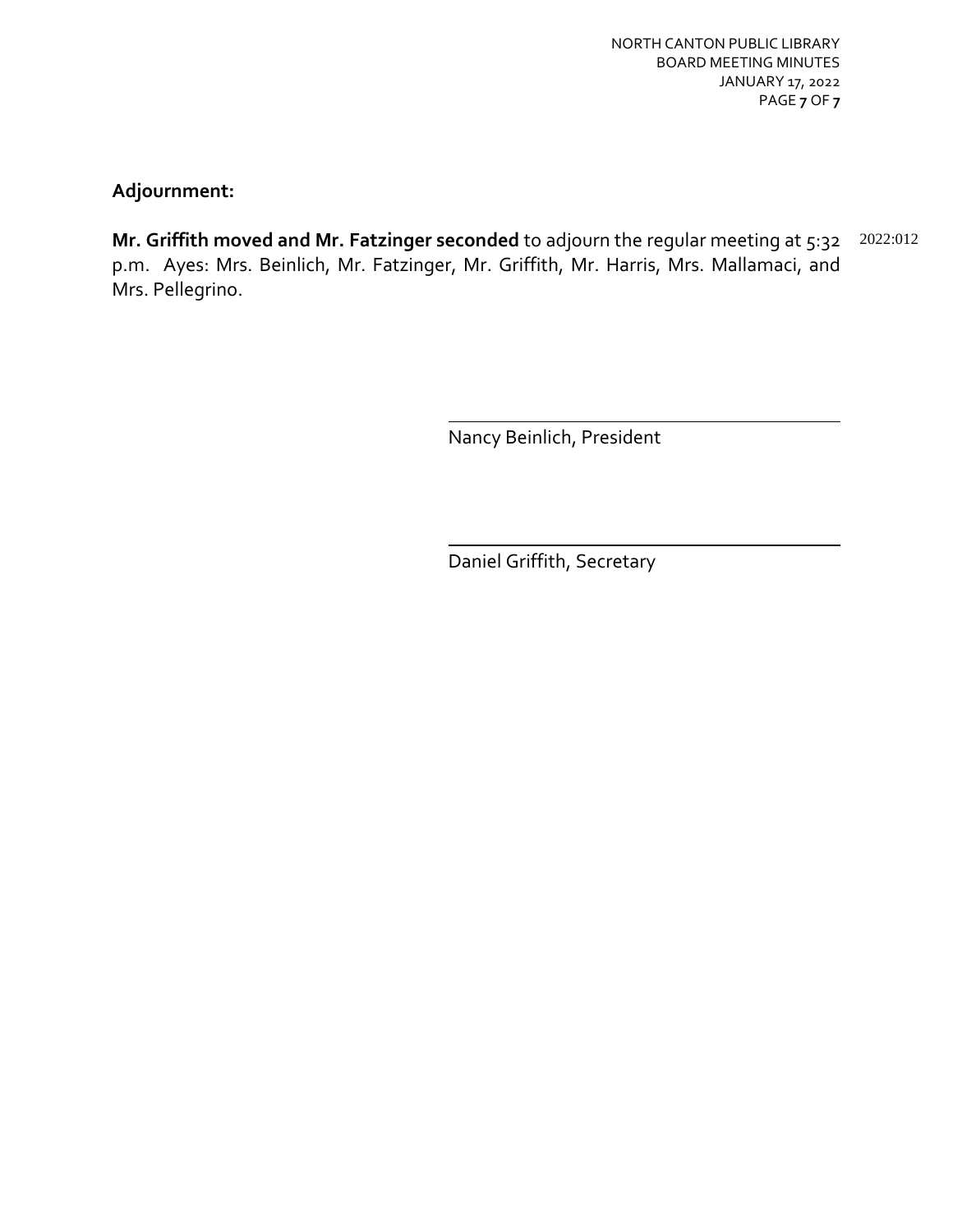**Adjournment:**

**Mr. Griffith moved and Mr. Fatzinger seconded** to adjourn the regular meeting at 5:32 p.m. Ayes: Mrs. Beinlich, Mr. Fatzinger, Mr. Griffith, Mr. Harris, Mrs. Mallamaci, and Mrs. Pellegrino.

2022:012

Nancy Beinlich, President

Daniel Griffith, Secretary